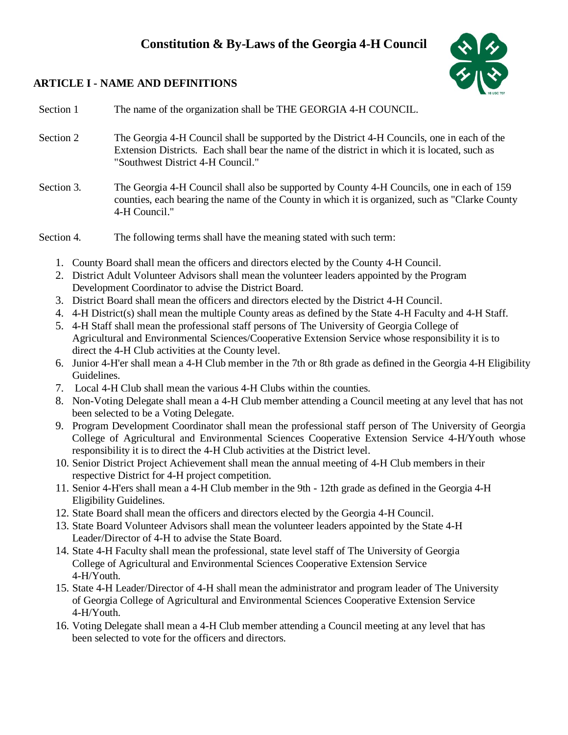# Constitution & By-Laws of the Georgia 4-H Council

## ARTICLE I - NAME AND DEFINITIONS

Section 1 The name of the organization shall be THE GEORGIA 4-H COUNCIL.

Section 2 The Georgia 4-H Council shall be supported by the District 4-H Councils, one in each of the Extension Districts. Each shall bear the name of the district in which it is located, such as "Southwest District 4-H Council."

Section 3. The Georgia 4-H Council shall also be supported by County 4-H Councils, one in each of 159 counties, each bearing the name of the County in which it is organized, such as "Clarke County 4-H Council."

Section 4. The following terms shall have the meaning stated with such term:

1. County Board shall mean the officers and directors elected by the County 4-H Council.
2. District Adult Volunteer Advisors shall mean the volunteer leaders appointed by the Program Development Coordinator to advise the District Board.
3. District Board shall mean the officers and directors elected by the District 4-H Council.
4. 4-H District(s) shall mean the multiple County areas as defined by the State 4-H Faculty and 4-H Staff.
5. 4-H Staff shall mean the professional staff persons of The University of Georgia College of Agricultural and Environmental Sciences/Cooperative Extension Service whose responsibility it is to direct the 4-H Club activities at the County level.
6. Junior 4-H'er shall mean a 4-H Club member in the 7th or 8th grade as defined in the Georgia 4-H Eligibility Guidelines.
7. Local 4-H Club shall mean the various 4-H Clubs within the counties.
8. Non-Voting Delegate shall mean a 4-H Club member attending a Council meeting at any level that has not been selected to be a Voting Delegate.
9. Program Development Coordinator shall mean the professional staff person of The University of Georgia College of Agricultural and Environmental Sciences Cooperative Extension Service 4-H/Youth whose responsibility it is to direct the 4-H Club activities at the District level.
10. Senior District Project Achievement shall mean the annual meeting of 4-H Club members in their respective District for 4-H project competition.
11. Senior 4-H'ers shall mean a 4-H Club member in the 9th - 12th grade as defined in the Georgia 4-H Eligibility Guidelines.
12. State Board shall mean the officers and directors elected by the Georgia 4-H Council.
13. State Board Volunteer Advisors shall mean the volunteer leaders appointed by the State 4-H Leader/Director of 4-H to advise the State Board.
14. State 4-H Faculty shall mean the professional, state level staff of The University of Georgia College of Agricultural and Environmental Sciences Cooperative Extension Service 4-H/Youth.
15. State 4-H Leader/Director of 4-H shall mean the administrator and program leader of The University of Georgia College of Agricultural and Environmental Sciences Cooperative Extension Service 4-H/Youth.
16. Voting Delegate shall mean a 4-H Club member attending a Council meeting at any level that has been selected to vote for the officers and directors.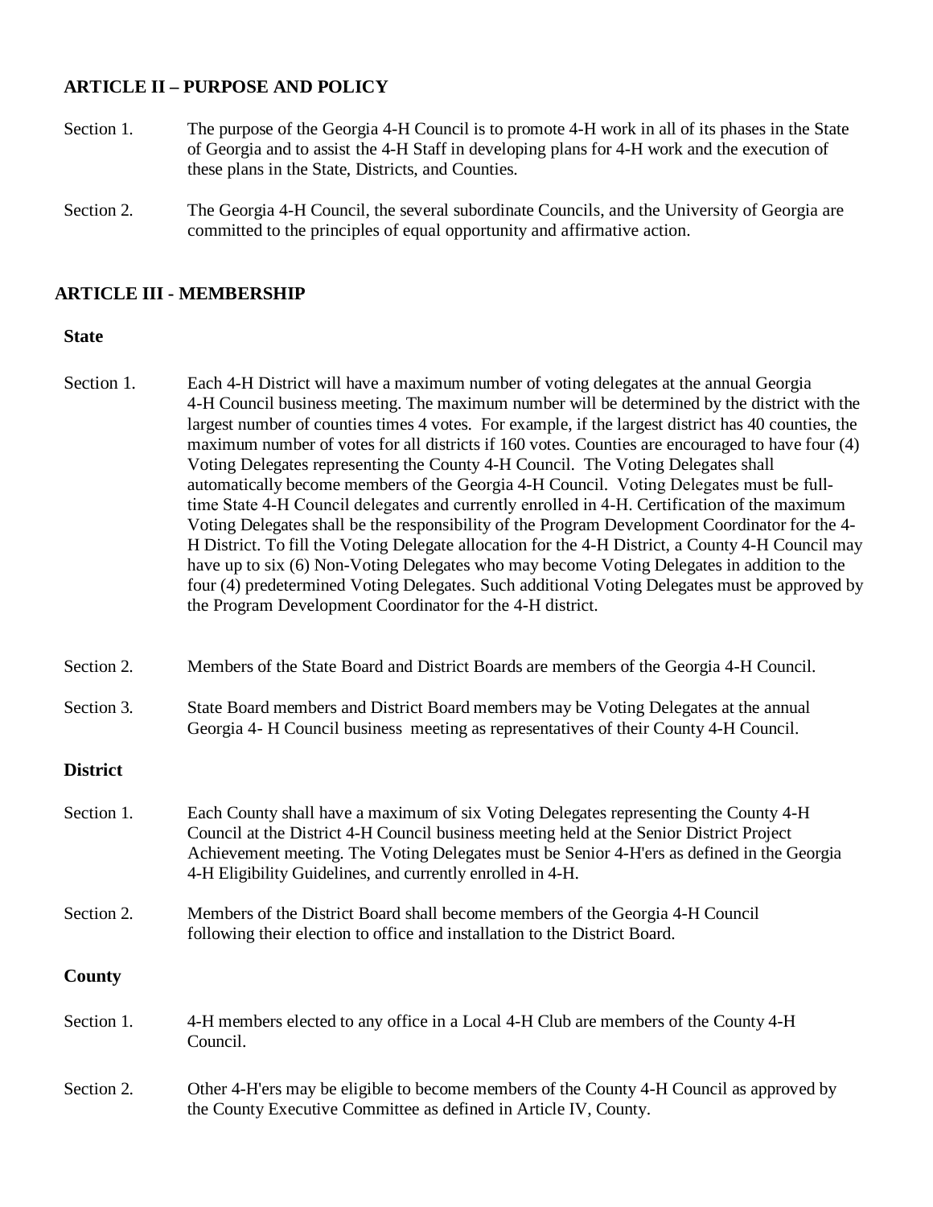## ARTICLE II – PURPOSE AND POLICY

Section 1. The purpose of the Georgia 4-H Council is to promote 4-H work in all of its phases in the State of Georgia and to assist the 4-H Staff in developing plans for 4-H work and the execution of these plans in the State, Districts, and Counties.

Section 2. The Georgia 4-H Council, the several subordinate Councils, and the University of Georgia are committed to the principles of equal opportunity and affirmative action.

## ARTICLE III - MEMBERSHIP

### State

Section 1. Each 4-H District will have a maximum number of voting delegates at the annual Georgia 4-H Council business meeting. The maximum number will be determined by the district with the largest number of counties times 4 votes. For example, if the largest district has 40 counties, the maximum number of votes for all districts if 160 votes. Counties are encouraged to have four (4) Voting Delegates representing the County 4-H Council. The Voting Delegates shall automatically become members of the Georgia 4-H Council. Voting Delegates must be full-time State 4-H Council delegates and currently enrolled in 4-H. Certification of the maximum Voting Delegates shall be the responsibility of the Program Development Coordinator for the 4-H District. To fill the Voting Delegate allocation for the 4-H District, a County 4-H Council may have up to six (6) Non-Voting Delegates who may become Voting Delegates in addition to the four (4) predetermined Voting Delegates. Such additional Voting Delegates must be approved by the Program Development Coordinator for the 4-H district.

Section 2. Members of the State Board and District Boards are members of the Georgia 4-H Council.

Section 3. State Board members and District Board members may be Voting Delegates at the annual Georgia 4- H Council business meeting as representatives of their County 4-H Council.

### District

Section 1. Each County shall have a maximum of six Voting Delegates representing the County 4-H Council at the District 4-H Council business meeting held at the Senior District Project Achievement meeting. The Voting Delegates must be Senior 4-H'ers as defined in the Georgia 4-H Eligibility Guidelines, and currently enrolled in 4-H.

Section 2. Members of the District Board shall become members of the Georgia 4-H Council following their election to office and installation to the District Board.

### County

Section 1. 4-H members elected to any office in a Local 4-H Club are members of the County 4-H Council.

Section 2. Other 4-H'ers may be eligible to become members of the County 4-H Council as approved by the County Executive Committee as defined in Article IV, County.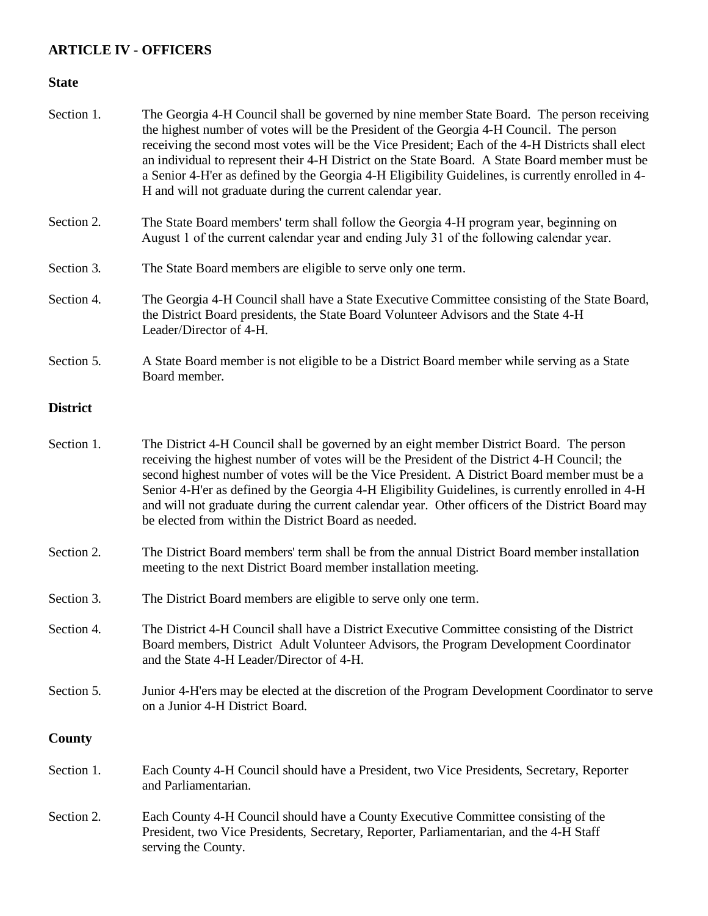## ARTICLE IV - OFFICERS

### State

Section 1. The Georgia 4-H Council shall be governed by nine member State Board. The person receiving the highest number of votes will be the President of the Georgia 4-H Council. The person receiving the second most votes will be the Vice President; Each of the 4-H Districts shall elect an individual to represent their 4-H District on the State Board. A State Board member must be a Senior 4-H'er as defined by the Georgia 4-H Eligibility Guidelines, is currently enrolled in 4-H and will not graduate during the current calendar year.

Section 2. The State Board members' term shall follow the Georgia 4-H program year, beginning on August 1 of the current calendar year and ending July 31 of the following calendar year.

Section 3. The State Board members are eligible to serve only one term.

Section 4. The Georgia 4-H Council shall have a State Executive Committee consisting of the State Board, the District Board presidents, the State Board Volunteer Advisors and the State 4-H Leader/Director of 4-H.

Section 5. A State Board member is not eligible to be a District Board member while serving as a State Board member.

### District

Section 1. The District 4-H Council shall be governed by an eight member District Board. The person receiving the highest number of votes will be the President of the District 4-H Council; the second highest number of votes will be the Vice President. A District Board member must be a Senior 4-H'er as defined by the Georgia 4-H Eligibility Guidelines, is currently enrolled in 4-H and will not graduate during the current calendar year. Other officers of the District Board may be elected from within the District Board as needed.

Section 2. The District Board members' term shall be from the annual District Board member installation meeting to the next District Board member installation meeting.

Section 3. The District Board members are eligible to serve only one term.

Section 4. The District 4-H Council shall have a District Executive Committee consisting of the District Board members, District Adult Volunteer Advisors, the Program Development Coordinator and the State 4-H Leader/Director of 4-H.

Section 5. Junior 4-H'ers may be elected at the discretion of the Program Development Coordinator to serve on a Junior 4-H District Board.

### County

Section 1. Each County 4-H Council should have a President, two Vice Presidents, Secretary, Reporter and Parliamentarian.

Section 2. Each County 4-H Council should have a County Executive Committee consisting of the President, two Vice Presidents, Secretary, Reporter, Parliamentarian, and the 4-H Staff serving the County.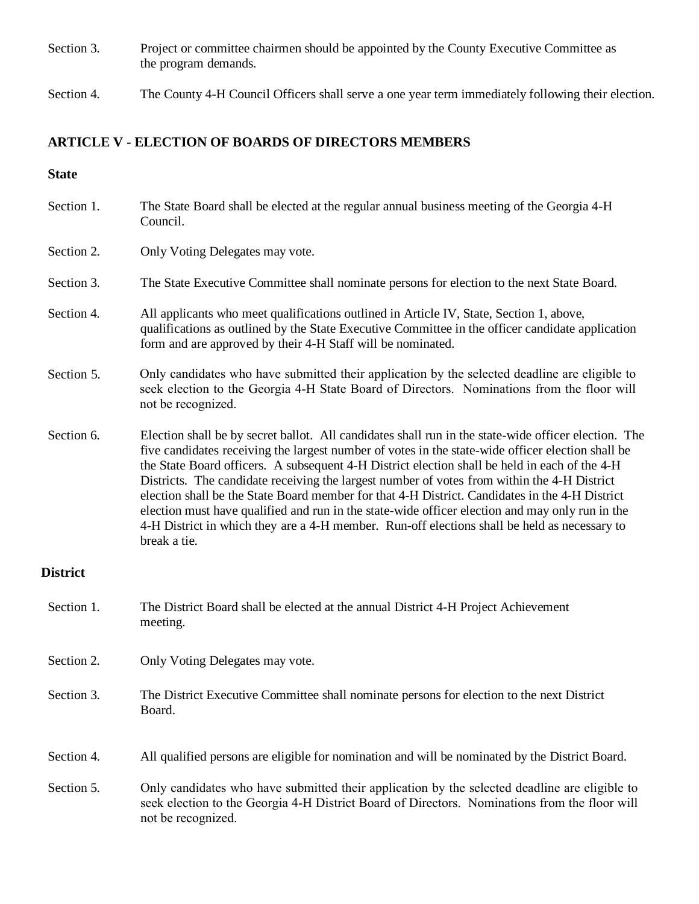Section 3. Project or committee chairmen should be appointed by the County Executive Committee as the program demands.

Section 4. The County 4-H Council Officers shall serve a one year term immediately following their election.

## ARTICLE V - ELECTION OF BOARDS OF DIRECTORS MEMBERS

### State

Section 1. The State Board shall be elected at the regular annual business meeting of the Georgia 4-H Council.

Section 2. Only Voting Delegates may vote.

Section 3. The State Executive Committee shall nominate persons for election to the next State Board.

Section 4. All applicants who meet qualifications outlined in Article IV, State, Section 1, above, qualifications as outlined by the State Executive Committee in the officer candidate application form and are approved by their 4-H Staff will be nominated.

Section 5. Only candidates who have submitted their application by the selected deadline are eligible to seek election to the Georgia 4-H State Board of Directors. Nominations from the floor will not be recognized.

Section 6. Election shall be by secret ballot. All candidates shall run in the state-wide officer election. The five candidates receiving the largest number of votes in the state-wide officer election shall be the State Board officers. A subsequent 4-H District election shall be held in each of the 4-H Districts. The candidate receiving the largest number of votes from within the 4-H District election shall be the State Board member for that 4-H District. Candidates in the 4-H District election must have qualified and run in the state-wide officer election and may only run in the 4-H District in which they are a 4-H member. Run-off elections shall be held as necessary to break a tie.

### District

Section 1. The District Board shall be elected at the annual District 4-H Project Achievement meeting.

Section 2. Only Voting Delegates may vote.

Section 3. The District Executive Committee shall nominate persons for election to the next District Board.

Section 4. All qualified persons are eligible for nomination and will be nominated by the District Board.

Section 5. Only candidates who have submitted their application by the selected deadline are eligible to seek election to the Georgia 4-H District Board of Directors. Nominations from the floor will not be recognized.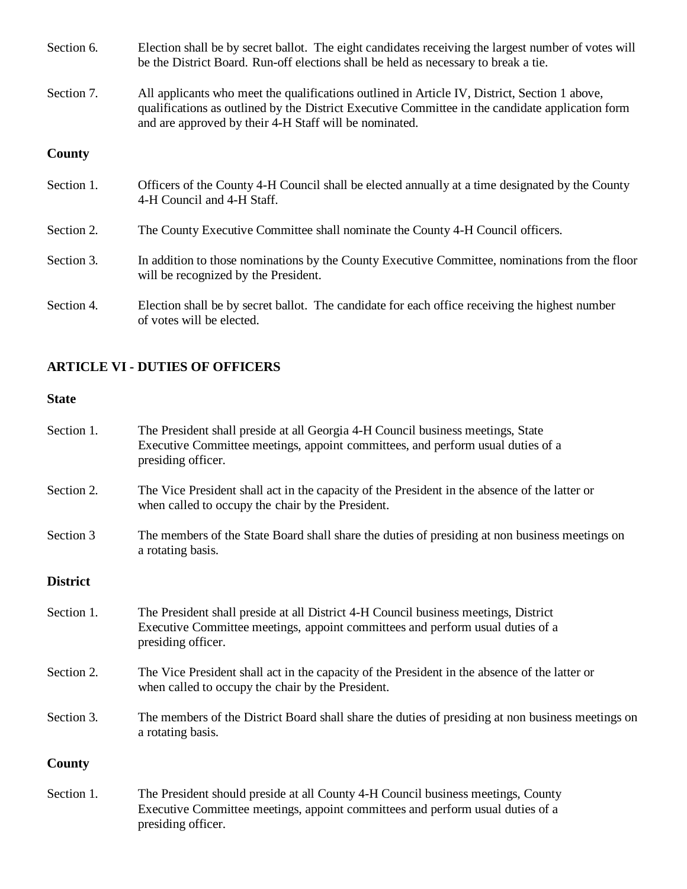Section 6. Election shall be by secret ballot. The eight candidates receiving the largest number of votes will be the District Board. Run-off elections shall be held as necessary to break a tie.

Section 7. All applicants who meet the qualifications outlined in Article IV, District, Section 1 above, qualifications as outlined by the District Executive Committee in the candidate application form and are approved by their 4-H Staff will be nominated.

**County**

Section 1. Officers of the County 4-H Council shall be elected annually at a time designated by the County 4-H Council and 4-H Staff.

Section 2. The County Executive Committee shall nominate the County 4-H Council officers.

Section 3. In addition to those nominations by the County Executive Committee, nominations from the floor will be recognized by the President.

Section 4. Election shall be by secret ballot. The candidate for each office receiving the highest number of votes will be elected.

## ARTICLE VI - DUTIES OF OFFICERS

**State**

Section 1. The President shall preside at all Georgia 4-H Council business meetings, State Executive Committee meetings, appoint committees, and perform usual duties of a presiding officer.

Section 2. The Vice President shall act in the capacity of the President in the absence of the latter or when called to occupy the chair by the President.

Section 3 The members of the State Board shall share the duties of presiding at non business meetings on a rotating basis.

**District**

Section 1. The President shall preside at all District 4-H Council business meetings, District Executive Committee meetings, appoint committees and perform usual duties of a presiding officer.

Section 2. The Vice President shall act in the capacity of the President in the absence of the latter or when called to occupy the chair by the President.

Section 3. The members of the District Board shall share the duties of presiding at non business meetings on a rotating basis.

**County**

Section 1. The President should preside at all County 4-H Council business meetings, County Executive Committee meetings, appoint committees and perform usual duties of a presiding officer.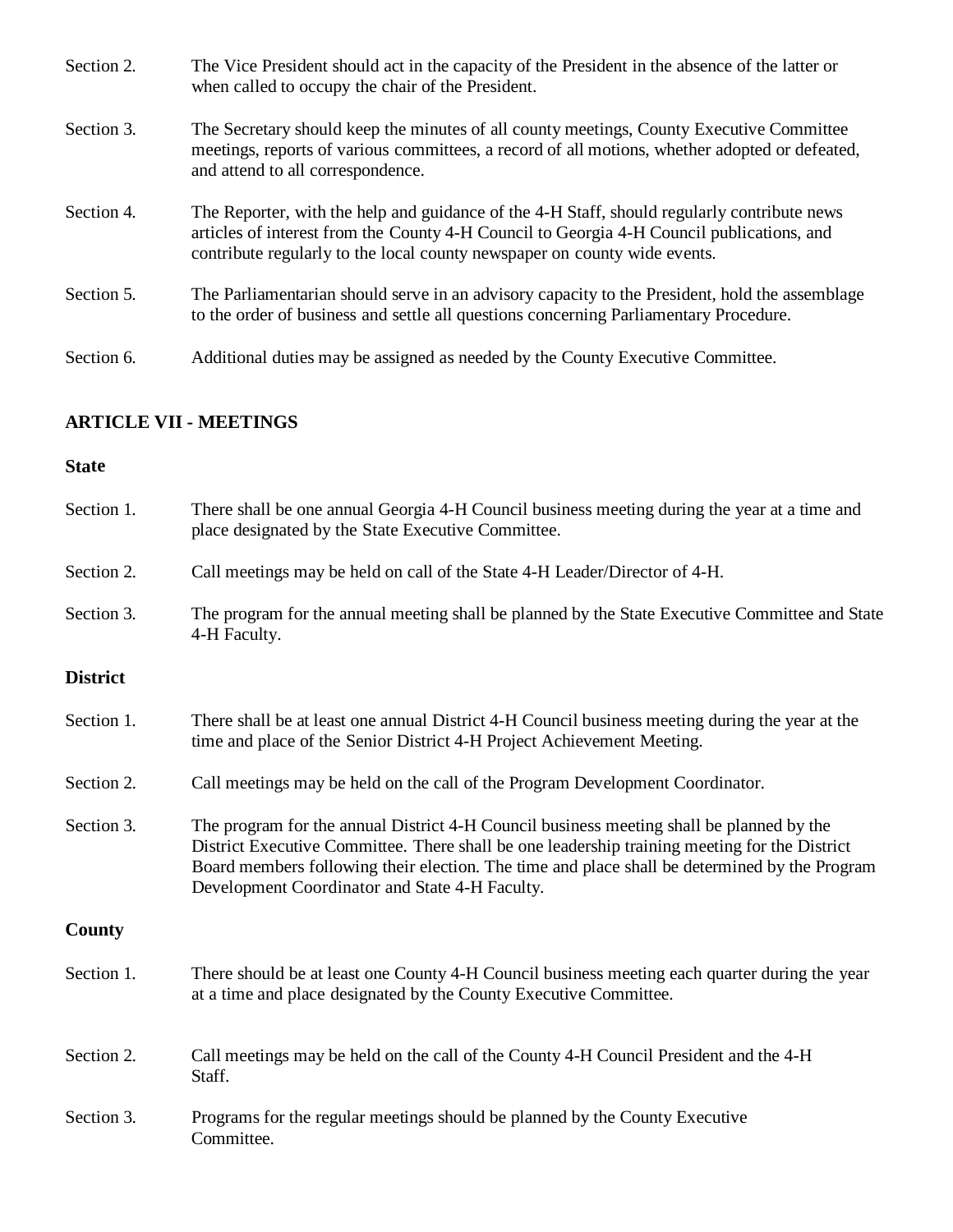Section 2. The Vice President should act in the capacity of the President in the absence of the latter or when called to occupy the chair of the President.

Section 3. The Secretary should keep the minutes of all county meetings, County Executive Committee meetings, reports of various committees, a record of all motions, whether adopted or defeated, and attend to all correspondence.

Section 4. The Reporter, with the help and guidance of the 4-H Staff, should regularly contribute news articles of interest from the County 4-H Council to Georgia 4-H Council publications, and contribute regularly to the local county newspaper on county wide events.

Section 5. The Parliamentarian should serve in an advisory capacity to the President, hold the assemblage to the order of business and settle all questions concerning Parliamentary Procedure.

Section 6. Additional duties may be assigned as needed by the County Executive Committee.

## ARTICLE VII - MEETINGS

### State

Section 1. There shall be one annual Georgia 4-H Council business meeting during the year at a time and place designated by the State Executive Committee.

Section 2. Call meetings may be held on call of the State 4-H Leader/Director of 4-H.

Section 3. The program for the annual meeting shall be planned by the State Executive Committee and State 4-H Faculty.

### District

Section 1. There shall be at least one annual District 4-H Council business meeting during the year at the time and place of the Senior District 4-H Project Achievement Meeting.

Section 2. Call meetings may be held on the call of the Program Development Coordinator.

Section 3. The program for the annual District 4-H Council business meeting shall be planned by the District Executive Committee. There shall be one leadership training meeting for the District Board members following their election. The time and place shall be determined by the Program Development Coordinator and State 4-H Faculty.

### County

Section 1. There should be at least one County 4-H Council business meeting each quarter during the year at a time and place designated by the County Executive Committee.

Section 2. Call meetings may be held on the call of the County 4-H Council President and the 4-H Staff.

Section 3. Programs for the regular meetings should be planned by the County Executive Committee.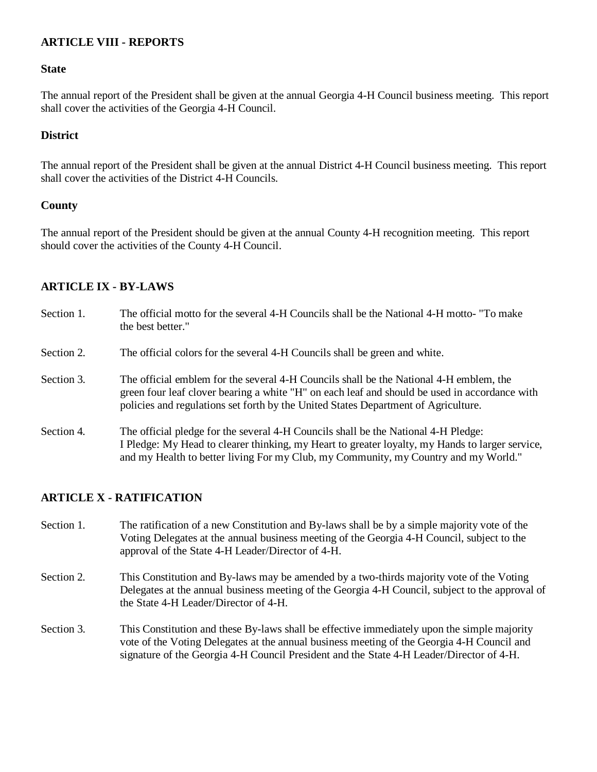## ARTICLE VIII - REPORTS

### State

The annual report of the President shall be given at the annual Georgia 4-H Council business meeting. This report shall cover the activities of the Georgia 4-H Council.

### District

The annual report of the President shall be given at the annual District 4-H Council business meeting. This report shall cover the activities of the District 4-H Councils.

### County

The annual report of the President should be given at the annual County 4-H recognition meeting. This report should cover the activities of the County 4-H Council.

## ARTICLE IX - BY-LAWS

Section 1. The official motto for the several 4-H Councils shall be the National 4-H motto- "To make the best better."

Section 2. The official colors for the several 4-H Councils shall be green and white.

Section 3. The official emblem for the several 4-H Councils shall be the National 4-H emblem, the green four leaf clover bearing a white "H" on each leaf and should be used in accordance with policies and regulations set forth by the United States Department of Agriculture.

Section 4. The official pledge for the several 4-H Councils shall be the National 4-H Pledge: I Pledge: My Head to clearer thinking, my Heart to greater loyalty, my Hands to larger service, and my Health to better living For my Club, my Community, my Country and my World."

## ARTICLE X - RATIFICATION

Section 1. The ratification of a new Constitution and By-laws shall be by a simple majority vote of the Voting Delegates at the annual business meeting of the Georgia 4-H Council, subject to the approval of the State 4-H Leader/Director of 4-H.

Section 2. This Constitution and By-laws may be amended by a two-thirds majority vote of the Voting Delegates at the annual business meeting of the Georgia 4-H Council, subject to the approval of the State 4-H Leader/Director of 4-H.

Section 3. This Constitution and these By-laws shall be effective immediately upon the simple majority vote of the Voting Delegates at the annual business meeting of the Georgia 4-H Council and signature of the Georgia 4-H Council President and the State 4-H Leader/Director of 4-H.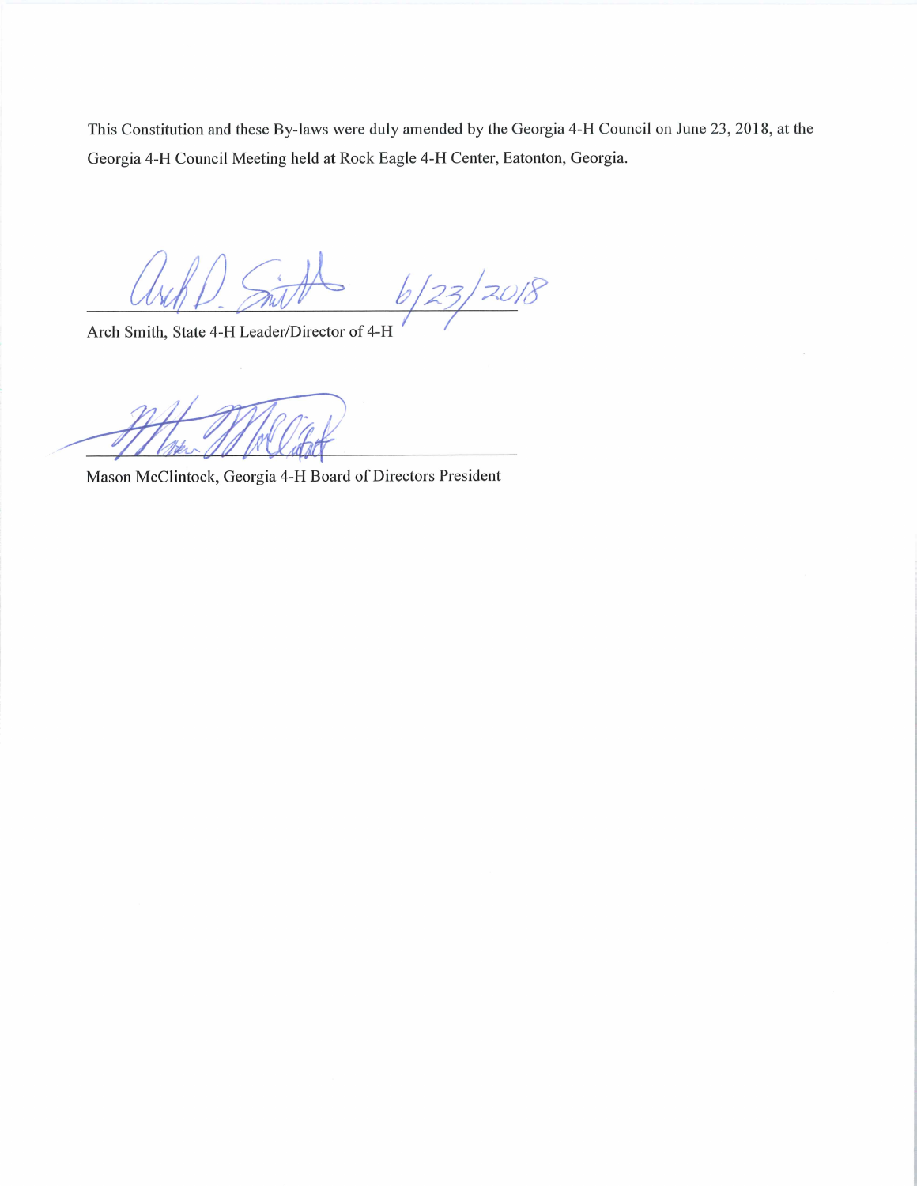This Constitution and these By-laws were duly amended by the Georgia 4-H Council on June 23, 2018, at the Georgia 4-H Council Meeting held at Rock Eagle 4-H Center, Eatonton, Georgia.

Arch D. Smith 6/23/2018

Arch Smith, State 4-H Leader/Director of 4-H

Mason McClintock

Mason McClintock, Georgia 4-H Board of Directors President